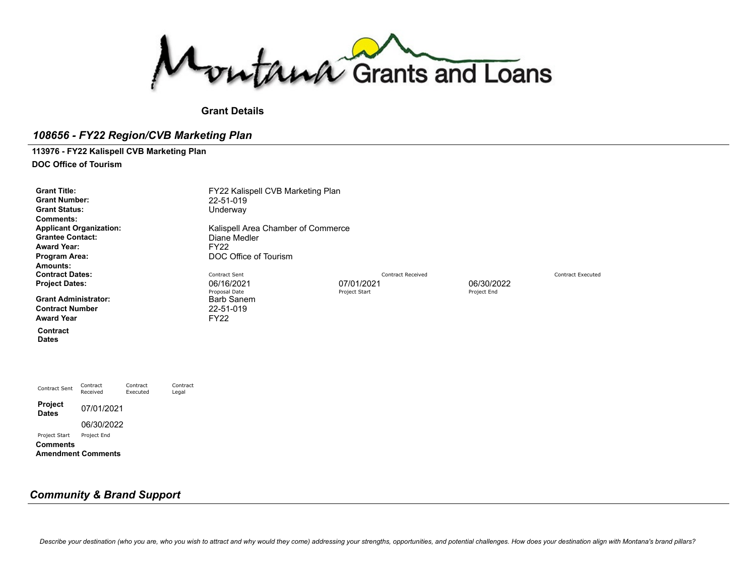Montana Grants and Loans

**Grant Details**

## *108656 - FY22 Region/CVB Marketing Plan*

**113976 - FY22 Kalispell CVB Marketing Plan**

**DOC Office of Tourism**

**Grant Title:** FY22 Kalispell CVB Marketing Plan
**Grant Number:** 22-51-019
**Grant Status:** Underway
**Comments:**
**Applicant Organization:** Kalispell Area Chamber of Commerce
**Grantee Contact:** Diane Medler
**Award Year:** FY22
**Program Area:** DOC Office of Tourism
**Amounts:**

**Contract Dates:**

| Contract Sent | Contract Received | Contract Executed |
|---|---|---|
| | | |

**Project Dates:**

| Proposal Date | Project Start | Project End |
|---|---|---|
| 06/16/2021 | 07/01/2021 | 06/30/2022 |

**Grant Administrator:** Barb Sanem
**Contract Number** 22-51-019
**Award Year** FY22

**Contract Dates**

| Contract Sent | Contract Received | Contract Executed | Contract Legal |
|---|---|---|---|
| | | | |

**Project Dates**

| Project Start | Project End |
|---|---|
| 07/01/2021 | 06/30/2022 |

**Comments**

**Amendment Comments**

## *Community & Brand Support*

*Describe your destination (who you are, who you wish to attract and why would they come) addressing your strengths, opportunities, and potential challenges. How does your destination align with Montana's brand pillars?*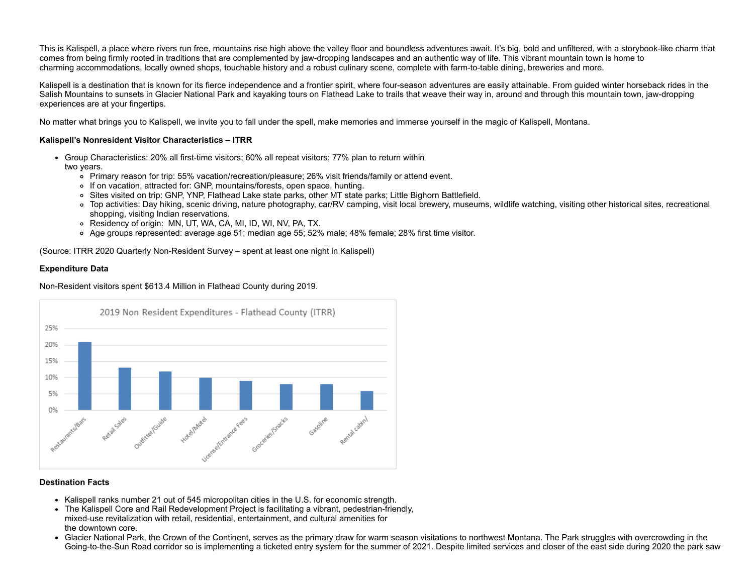This is Kalispell, a place where rivers run free, mountains rise high above the valley floor and boundless adventures await. It's big, bold and unfiltered, with a storybook-like charm that comes from being firmly rooted in traditions that are complemented by jaw-dropping landscapes and an authentic way of life. This vibrant mountain town is home to charming accommodations, locally owned shops, touchable history and a robust culinary scene, complete with farm-to-table dining, breweries and more.

Kalispell is a destination that is known for its fierce independence and a frontier spirit, where four-season adventures are easily attainable. From guided winter horseback rides in the Salish Mountains to sunsets in Glacier National Park and kayaking tours on Flathead Lake to trails that weave their way in, around and through this mountain town, jaw-dropping experiences are at your fingertips.

No matter what brings you to Kalispell, we invite you to fall under the spell, make memories and immerse yourself in the magic of Kalispell, Montana.

**Kalispell's Nonresident Visitor Characteristics – ITRR**

- Group Characteristics: 20% all first-time visitors; 60% all repeat visitors; 77% plan to return within two years.
  - Primary reason for trip: 55% vacation/recreation/pleasure; 26% visit friends/family or attend event.
  - If on vacation, attracted for: GNP, mountains/forests, open space, hunting.
  - Sites visited on trip: GNP, YNP, Flathead Lake state parks, other MT state parks; Little Bighorn Battlefield.
  - Top activities: Day hiking, scenic driving, nature photography, car/RV camping, visit local brewery, museums, wildlife watching, visiting other historical sites, recreational shopping, visiting Indian reservations.
  - Residency of origin: MN, UT, WA, CA, MI, ID, WI, NV, PA, TX.
  - Age groups represented: average age 51; median age 55; 52% male; 48% female; 28% first time visitor.

(Source: ITRR 2020 Quarterly Non-Resident Survey – spent at least one night in Kalispell)

**Expenditure Data**

Non-Resident visitors spent $613.4 Million in Flathead County during 2019.

2019 Non Resident Expenditures - Flathead County (ITRR)

| Category | Share (approx.) |
|---|---|
| Restaurants/Bars | 21% |
| Retail Sales | 13% |
| Outfitter/Guide | 12% |
| Hotel/Motel | 10% |
| License/Entrance Fees | 9% |
| Groceries/Snacks | 8% |
| Gasoline | 8% |
| Rental cabin/ | 6% |

**Destination Facts**

- Kalispell ranks number 21 out of 545 micropolitan cities in the U.S. for economic strength.
- The Kalispell Core and Rail Redevelopment Project is facilitating a vibrant, pedestrian-friendly, mixed-use revitalization with retail, residential, entertainment, and cultural amenities for the downtown core.
- Glacier National Park, the Crown of the Continent, serves as the primary draw for warm season visitations to northwest Montana. The Park struggles with overcrowding in the Going-to-the-Sun Road corridor so is implementing a ticketed entry system for the summer of 2021. Despite limited services and closer of the east side during 2020 the park saw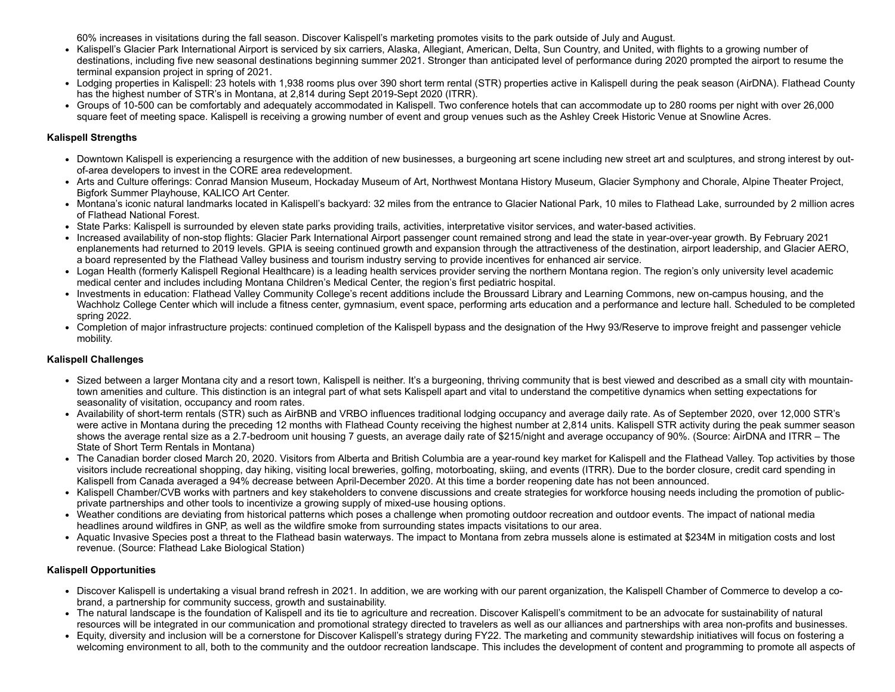60% increases in visitations during the fall season. Discover Kalispell's marketing promotes visits to the park outside of July and August.

- Kalispell's Glacier Park International Airport is serviced by six carriers, Alaska, Allegiant, American, Delta, Sun Country, and United, with flights to a growing number of destinations, including five new seasonal destinations beginning summer 2021. Stronger than anticipated level of performance during 2020 prompted the airport to resume the terminal expansion project in spring of 2021.
- Lodging properties in Kalispell: 23 hotels with 1,938 rooms plus over 390 short term rental (STR) properties active in Kalispell during the peak season (AirDNA). Flathead County has the highest number of STR's in Montana, at 2,814 during Sept 2019-Sept 2020 (ITRR).
- Groups of 10-500 can be comfortably and adequately accommodated in Kalispell. Two conference hotels that can accommodate up to 280 rooms per night with over 26,000 square feet of meeting space. Kalispell is receiving a growing number of event and group venues such as the Ashley Creek Historic Venue at Snowline Acres.

**Kalispell Strengths**

- Downtown Kalispell is experiencing a resurgence with the addition of new businesses, a burgeoning art scene including new street art and sculptures, and strong interest by out-of-area developers to invest in the CORE area redevelopment.
- Arts and Culture offerings: Conrad Mansion Museum, Hockaday Museum of Art, Northwest Montana History Museum, Glacier Symphony and Chorale, Alpine Theater Project, Bigfork Summer Playhouse, KALICO Art Center.
- Montana's iconic natural landmarks located in Kalispell's backyard: 32 miles from the entrance to Glacier National Park, 10 miles to Flathead Lake, surrounded by 2 million acres of Flathead National Forest.
- State Parks: Kalispell is surrounded by eleven state parks providing trails, activities, interpretative visitor services, and water-based activities.
- Increased availability of non-stop flights: Glacier Park International Airport passenger count remained strong and lead the state in year-over-year growth. By February 2021 enplanements had returned to 2019 levels. GPIA is seeing continued growth and expansion through the attractiveness of the destination, airport leadership, and Glacier AERO, a board represented by the Flathead Valley business and tourism industry serving to provide incentives for enhanced air service.
- Logan Health (formerly Kalispell Regional Healthcare) is a leading health services provider serving the northern Montana region. The region's only university level academic medical center and includes including Montana Children's Medical Center, the region's first pediatric hospital.
- Investments in education: Flathead Valley Community College's recent additions include the Broussard Library and Learning Commons, new on-campus housing, and the Wachholz College Center which will include a fitness center, gymnasium, event space, performing arts education and a performance and lecture hall. Scheduled to be completed spring 2022.
- Completion of major infrastructure projects: continued completion of the Kalispell bypass and the designation of the Hwy 93/Reserve to improve freight and passenger vehicle mobility.

**Kalispell Challenges**

- Sized between a larger Montana city and a resort town, Kalispell is neither. It's a burgeoning, thriving community that is best viewed and described as a small city with mountain-town amenities and culture. This distinction is an integral part of what sets Kalispell apart and vital to understand the competitive dynamics when setting expectations for seasonality of visitation, occupancy and room rates.
- Availability of short-term rentals (STR) such as AirBNB and VRBO influences traditional lodging occupancy and average daily rate. As of September 2020, over 12,000 STR's were active in Montana during the preceding 12 months with Flathead County receiving the highest number at 2,814 units. Kalispell STR activity during the peak summer season shows the average rental size as a 2.7-bedroom unit housing 7 guests, an average daily rate of $215/night and average occupancy of 90%. (Source: AirDNA and ITRR – The State of Short Term Rentals in Montana)
- The Canadian border closed March 20, 2020. Visitors from Alberta and British Columbia are a year-round key market for Kalispell and the Flathead Valley. Top activities by those visitors include recreational shopping, day hiking, visiting local breweries, golfing, motorboating, skiing, and events (ITRR). Due to the border closure, credit card spending in Kalispell from Canada averaged a 94% decrease between April-December 2020. At this time a border reopening date has not been announced.
- Kalispell Chamber/CVB works with partners and key stakeholders to convene discussions and create strategies for workforce housing needs including the promotion of public-private partnerships and other tools to incentivize a growing supply of mixed-use housing options.
- Weather conditions are deviating from historical patterns which poses a challenge when promoting outdoor recreation and outdoor events. The impact of national media headlines around wildfires in GNP, as well as the wildfire smoke from surrounding states impacts visitations to our area.
- Aquatic Invasive Species post a threat to the Flathead basin waterways. The impact to Montana from zebra mussels alone is estimated at $234M in mitigation costs and lost revenue. (Source: Flathead Lake Biological Station)

**Kalispell Opportunities**

- Discover Kalispell is undertaking a visual brand refresh in 2021. In addition, we are working with our parent organization, the Kalispell Chamber of Commerce to develop a co-brand, a partnership for community success, growth and sustainability.
- The natural landscape is the foundation of Kalispell and its tie to agriculture and recreation. Discover Kalispell's commitment to be an advocate for sustainability of natural resources will be integrated in our communication and promotional strategy directed to travelers as well as our alliances and partnerships with area non-profits and businesses.
- Equity, diversity and inclusion will be a cornerstone for Discover Kalispell's strategy during FY22. The marketing and community stewardship initiatives will focus on fostering a welcoming environment to all, both to the community and the outdoor recreation landscape. This includes the development of content and programming to promote all aspects of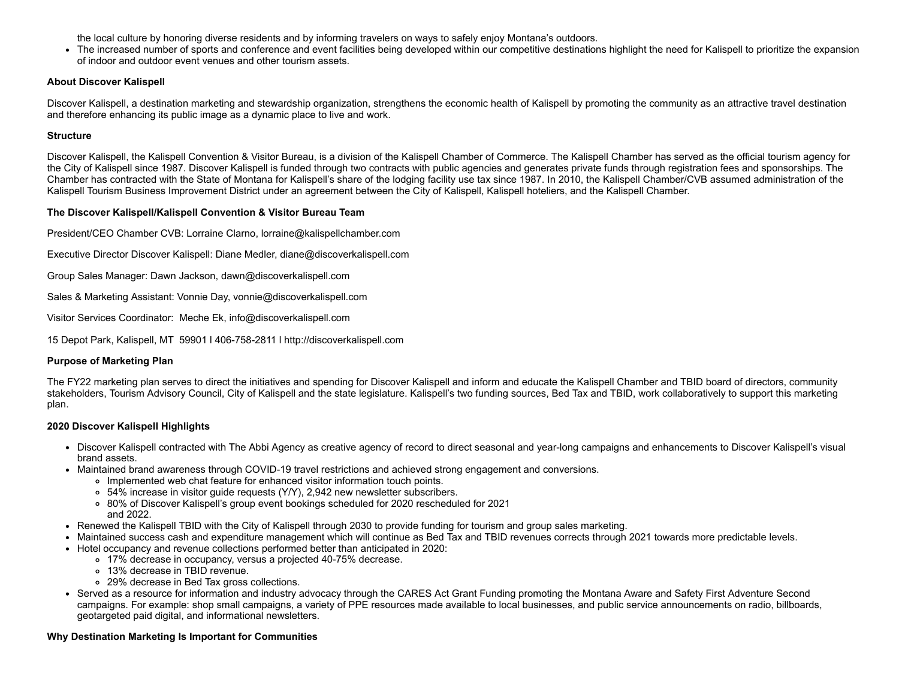the local culture by honoring diverse residents and by informing travelers on ways to safely enjoy Montana's outdoors.
- The increased number of sports and conference and event facilities being developed within our competitive destinations highlight the need for Kalispell to prioritize the expansion of indoor and outdoor event venues and other tourism assets.

**About Discover Kalispell**

Discover Kalispell, a destination marketing and stewardship organization, strengthens the economic health of Kalispell by promoting the community as an attractive travel destination and therefore enhancing its public image as a dynamic place to live and work.

**Structure**

Discover Kalispell, the Kalispell Convention & Visitor Bureau, is a division of the Kalispell Chamber of Commerce. The Kalispell Chamber has served as the official tourism agency for the City of Kalispell since 1987. Discover Kalispell is funded through two contracts with public agencies and generates private funds through registration fees and sponsorships. The Chamber has contracted with the State of Montana for Kalispell's share of the lodging facility use tax since 1987. In 2010, the Kalispell Chamber/CVB assumed administration of the Kalispell Tourism Business Improvement District under an agreement between the City of Kalispell, Kalispell hoteliers, and the Kalispell Chamber.

**The Discover Kalispell/Kalispell Convention & Visitor Bureau Team**

President/CEO Chamber CVB: Lorraine Clarno, lorraine@kalispellchamber.com

Executive Director Discover Kalispell: Diane Medler, diane@discoverkalispell.com

Group Sales Manager: Dawn Jackson, dawn@discoverkalispell.com

Sales & Marketing Assistant: Vonnie Day, vonnie@discoverkalispell.com

Visitor Services Coordinator: Meche Ek, info@discoverkalispell.com

15 Depot Park, Kalispell, MT 59901 l 406-758-2811 l http://discoverkalispell.com

**Purpose of Marketing Plan**

The FY22 marketing plan serves to direct the initiatives and spending for Discover Kalispell and inform and educate the Kalispell Chamber and TBID board of directors, community stakeholders, Tourism Advisory Council, City of Kalispell and the state legislature. Kalispell's two funding sources, Bed Tax and TBID, work collaboratively to support this marketing plan.

**2020 Discover Kalispell Highlights**

- Discover Kalispell contracted with The Abbi Agency as creative agency of record to direct seasonal and year-long campaigns and enhancements to Discover Kalispell's visual brand assets.
- Maintained brand awareness through COVID-19 travel restrictions and achieved strong engagement and conversions.
  - Implemented web chat feature for enhanced visitor information touch points.
  - 54% increase in visitor guide requests (Y/Y), 2,942 new newsletter subscribers.
  - 80% of Discover Kalispell's group event bookings scheduled for 2020 rescheduled for 2021 and 2022.
- Renewed the Kalispell TBID with the City of Kalispell through 2030 to provide funding for tourism and group sales marketing.
- Maintained success cash and expenditure management which will continue as Bed Tax and TBID revenues corrects through 2021 towards more predictable levels.
- Hotel occupancy and revenue collections performed better than anticipated in 2020:
  - 17% decrease in occupancy, versus a projected 40-75% decrease.
  - 13% decrease in TBID revenue.
  - 29% decrease in Bed Tax gross collections.
- Served as a resource for information and industry advocacy through the CARES Act Grant Funding promoting the Montana Aware and Safety First Adventure Second campaigns. For example: shop small campaigns, a variety of PPE resources made available to local businesses, and public service announcements on radio, billboards, geotargeted paid digital, and informational newsletters.

**Why Destination Marketing Is Important for Communities**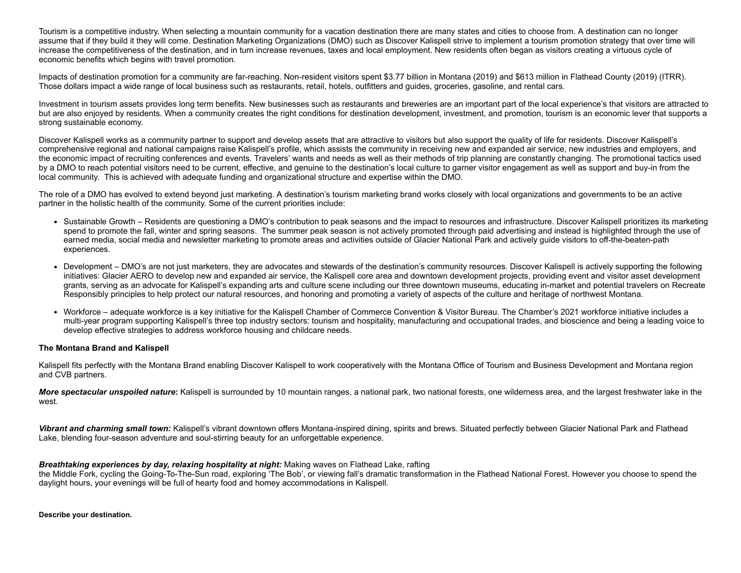Tourism is a competitive industry. When selecting a mountain community for a vacation destination there are many states and cities to choose from. A destination can no longer assume that if they build it they will come. Destination Marketing Organizations (DMO) such as Discover Kalispell strive to implement a tourism promotion strategy that over time will increase the competitiveness of the destination, and in turn increase revenues, taxes and local employment. New residents often began as visitors creating a virtuous cycle of economic benefits which begins with travel promotion.

Impacts of destination promotion for a community are far-reaching. Non-resident visitors spent $3.77 billion in Montana (2019) and $613 million in Flathead County (2019) (ITRR). Those dollars impact a wide range of local business such as restaurants, retail, hotels, outfitters and guides, groceries, gasoline, and rental cars.

Investment in tourism assets provides long term benefits. New businesses such as restaurants and breweries are an important part of the local experience's that visitors are attracted to but are also enjoyed by residents. When a community creates the right conditions for destination development, investment, and promotion, tourism is an economic lever that supports a strong sustainable economy.

Discover Kalispell works as a community partner to support and develop assets that are attractive to visitors but also support the quality of life for residents. Discover Kalispell's comprehensive regional and national campaigns raise Kalispell's profile, which assists the community in receiving new and expanded air service, new industries and employers, and the economic impact of recruiting conferences and events. Travelers' wants and needs as well as their methods of trip planning are constantly changing. The promotional tactics used by a DMO to reach potential visitors need to be current, effective, and genuine to the destination's local culture to garner visitor engagement as well as support and buy-in from the local community. This is achieved with adequate funding and organizational structure and expertise within the DMO.

The role of a DMO has evolved to extend beyond just marketing. A destination's tourism marketing brand works closely with local organizations and governments to be an active partner in the holistic health of the community. Some of the current priorities include:

- Sustainable Growth – Residents are questioning a DMO's contribution to peak seasons and the impact to resources and infrastructure. Discover Kalispell prioritizes its marketing spend to promote the fall, winter and spring seasons. The summer peak season is not actively promoted through paid advertising and instead is highlighted through the use of earned media, social media and newsletter marketing to promote areas and activities outside of Glacier National Park and actively guide visitors to off-the-beaten-path experiences.
- Development – DMO's are not just marketers, they are advocates and stewards of the destination's community resources. Discover Kalispell is actively supporting the following initiatives: Glacier AERO to develop new and expanded air service, the Kalispell core area and downtown development projects, providing event and visitor asset development grants, serving as an advocate for Kalispell's expanding arts and culture scene including our three downtown museums, educating in-market and potential travelers on Recreate Responsibly principles to help protect our natural resources, and honoring and promoting a variety of aspects of the culture and heritage of northwest Montana.
- Workforce – adequate workforce is a key initiative for the Kalispell Chamber of Commerce Convention & Visitor Bureau. The Chamber's 2021 workforce initiative includes a multi-year program supporting Kalispell's three top industry sectors: tourism and hospitality, manufacturing and occupational trades, and bioscience and being a leading voice to develop effective strategies to address workforce housing and childcare needs.

**The Montana Brand and Kalispell**

Kalispell fits perfectly with the Montana Brand enabling Discover Kalispell to work cooperatively with the Montana Office of Tourism and Business Development and Montana region and CVB partners.

***More spectacular unspoiled nature*:** Kalispell is surrounded by 10 mountain ranges, a national park, two national forests, one wilderness area, and the largest freshwater lake in the west.

***Vibrant and charming small town:*** Kalispell's vibrant downtown offers Montana-inspired dining, spirits and brews. Situated perfectly between Glacier National Park and Flathead Lake, blending four-season adventure and soul-stirring beauty for an unforgettable experience.

***Breathtaking experiences by day, relaxing hospitality at night:*** Making waves on Flathead Lake, rafting the Middle Fork, cycling the Going-To-The-Sun road, exploring 'The Bob', or viewing fall's dramatic transformation in the Flathead National Forest. However you choose to spend the daylight hours, your evenings will be full of hearty food and homey accommodations in Kalispell.

**Describe your destination.**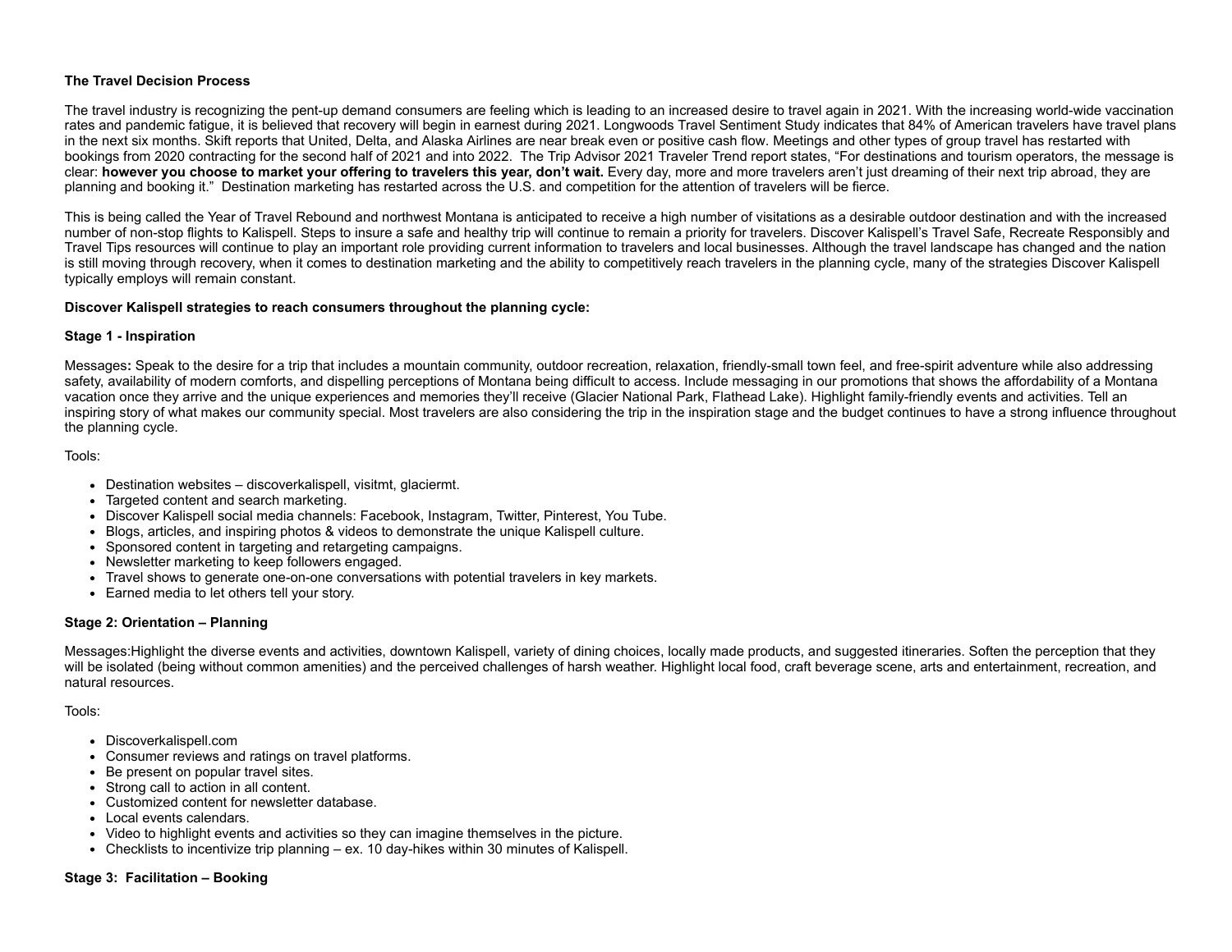**The Travel Decision Process**

The travel industry is recognizing the pent-up demand consumers are feeling which is leading to an increased desire to travel again in 2021. With the increasing world-wide vaccination rates and pandemic fatigue, it is believed that recovery will begin in earnest during 2021. Longwoods Travel Sentiment Study indicates that 84% of American travelers have travel plans in the next six months. Skift reports that United, Delta, and Alaska Airlines are near break even or positive cash flow. Meetings and other types of group travel has restarted with bookings from 2020 contracting for the second half of 2021 and into 2022. The Trip Advisor 2021 Traveler Trend report states, "For destinations and tourism operators, the message is clear: **however you choose to market your offering to travelers this year, don't wait.** Every day, more and more travelers aren't just dreaming of their next trip abroad, they are planning and booking it." Destination marketing has restarted across the U.S. and competition for the attention of travelers will be fierce.

This is being called the Year of Travel Rebound and northwest Montana is anticipated to receive a high number of visitations as a desirable outdoor destination and with the increased number of non-stop flights to Kalispell. Steps to insure a safe and healthy trip will continue to remain a priority for travelers. Discover Kalispell's Travel Safe, Recreate Responsibly and Travel Tips resources will continue to play an important role providing current information to travelers and local businesses. Although the travel landscape has changed and the nation is still moving through recovery, when it comes to destination marketing and the ability to competitively reach travelers in the planning cycle, many of the strategies Discover Kalispell typically employs will remain constant.

**Discover Kalispell strategies to reach consumers throughout the planning cycle:**

**Stage 1 - Inspiration**

Messages**:** Speak to the desire for a trip that includes a mountain community, outdoor recreation, relaxation, friendly-small town feel, and free-spirit adventure while also addressing safety, availability of modern comforts, and dispelling perceptions of Montana being difficult to access. Include messaging in our promotions that shows the affordability of a Montana vacation once they arrive and the unique experiences and memories they'll receive (Glacier National Park, Flathead Lake). Highlight family-friendly events and activities. Tell an inspiring story of what makes our community special. Most travelers are also considering the trip in the inspiration stage and the budget continues to have a strong influence throughout the planning cycle.

Tools:

- Destination websites – discoverkalispell, visitmt, glaciermt.
- Targeted content and search marketing.
- Discover Kalispell social media channels: Facebook, Instagram, Twitter, Pinterest, You Tube.
- Blogs, articles, and inspiring photos & videos to demonstrate the unique Kalispell culture.
- Sponsored content in targeting and retargeting campaigns.
- Newsletter marketing to keep followers engaged.
- Travel shows to generate one-on-one conversations with potential travelers in key markets.
- Earned media to let others tell your story.

**Stage 2: Orientation – Planning**

Messages:Highlight the diverse events and activities, downtown Kalispell, variety of dining choices, locally made products, and suggested itineraries. Soften the perception that they will be isolated (being without common amenities) and the perceived challenges of harsh weather. Highlight local food, craft beverage scene, arts and entertainment, recreation, and natural resources.

Tools:

- Discoverkalispell.com
- Consumer reviews and ratings on travel platforms.
- Be present on popular travel sites.
- Strong call to action in all content.
- Customized content for newsletter database.
- Local events calendars.
- Video to highlight events and activities so they can imagine themselves in the picture.
- Checklists to incentivize trip planning – ex. 10 day-hikes within 30 minutes of Kalispell.

**Stage 3: Facilitation – Booking**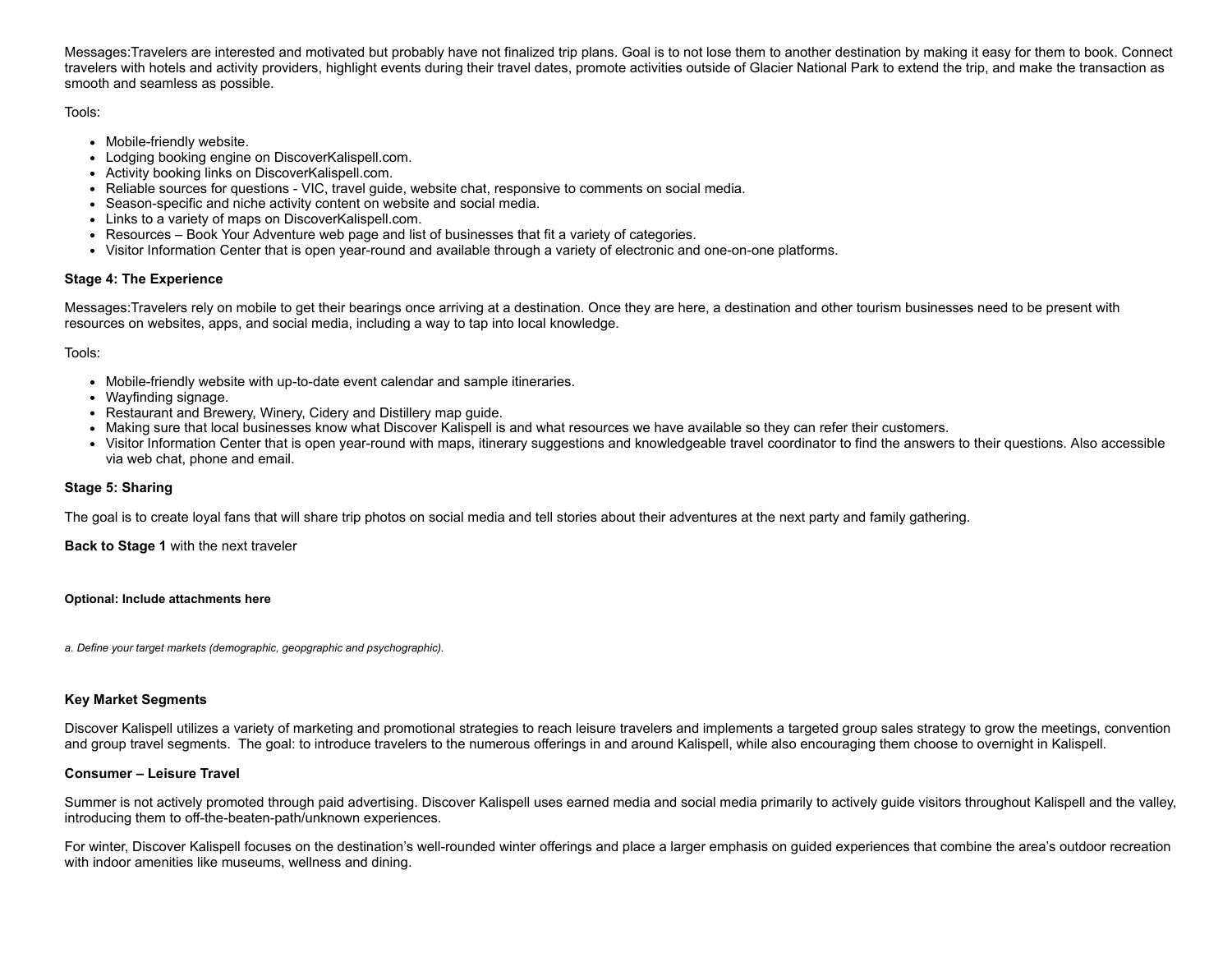Messages:Travelers are interested and motivated but probably have not finalized trip plans. Goal is to not lose them to another destination by making it easy for them to book. Connect travelers with hotels and activity providers, highlight events during their travel dates, promote activities outside of Glacier National Park to extend the trip, and make the transaction as smooth and seamless as possible.

Tools:

- Mobile-friendly website.
- Lodging booking engine on DiscoverKalispell.com.
- Activity booking links on DiscoverKalispell.com.
- Reliable sources for questions - VIC, travel guide, website chat, responsive to comments on social media.
- Season-specific and niche activity content on website and social media.
- Links to a variety of maps on DiscoverKalispell.com.
- Resources – Book Your Adventure web page and list of businesses that fit a variety of categories.
- Visitor Information Center that is open year-round and available through a variety of electronic and one-on-one platforms.

**Stage 4: The Experience**

Messages:Travelers rely on mobile to get their bearings once arriving at a destination. Once they are here, a destination and other tourism businesses need to be present with resources on websites, apps, and social media, including a way to tap into local knowledge.

Tools:

- Mobile-friendly website with up-to-date event calendar and sample itineraries.
- Wayfinding signage.
- Restaurant and Brewery, Winery, Cidery and Distillery map guide.
- Making sure that local businesses know what Discover Kalispell is and what resources we have available so they can refer their customers.
- Visitor Information Center that is open year-round with maps, itinerary suggestions and knowledgeable travel coordinator to find the answers to their questions. Also accessible via web chat, phone and email.

**Stage 5: Sharing**

The goal is to create loyal fans that will share trip photos on social media and tell stories about their adventures at the next party and family gathering.

**Back to Stage 1** with the next traveler

**Optional: Include attachments here**

*a. Define your target markets (demographic, geopgraphic and psychographic).*

**Key Market Segments**

Discover Kalispell utilizes a variety of marketing and promotional strategies to reach leisure travelers and implements a targeted group sales strategy to grow the meetings, convention and group travel segments.  The goal: to introduce travelers to the numerous offerings in and around Kalispell, while also encouraging them choose to overnight in Kalispell.

**Consumer – Leisure Travel**

Summer is not actively promoted through paid advertising. Discover Kalispell uses earned media and social media primarily to actively guide visitors throughout Kalispell and the valley, introducing them to off-the-beaten-path/unknown experiences.

For winter, Discover Kalispell focuses on the destination's well-rounded winter offerings and place a larger emphasis on guided experiences that combine the area's outdoor recreation with indoor amenities like museums, wellness and dining.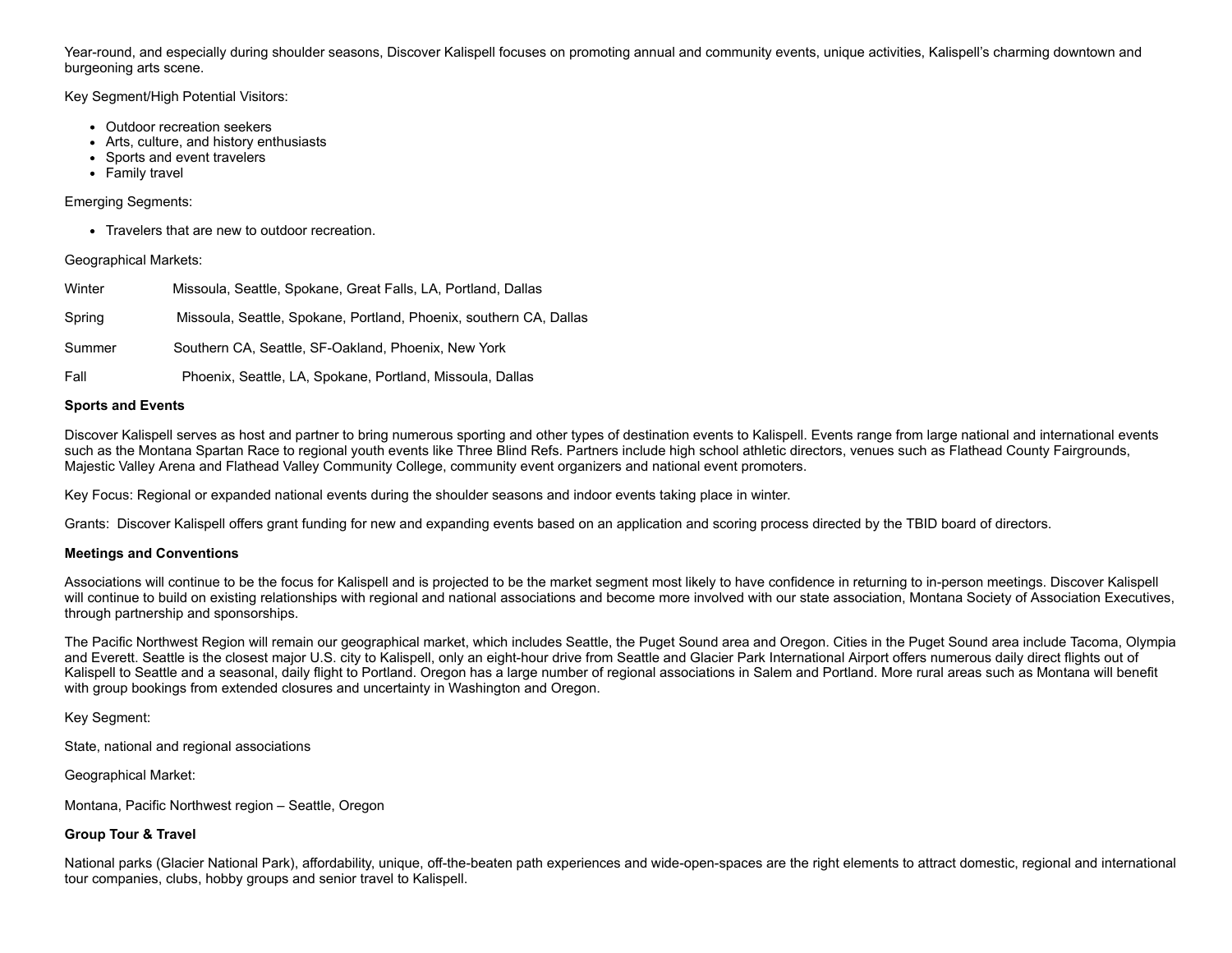Year-round, and especially during shoulder seasons, Discover Kalispell focuses on promoting annual and community events, unique activities, Kalispell's charming downtown and burgeoning arts scene.

Key Segment/High Potential Visitors:

- Outdoor recreation seekers
- Arts, culture, and history enthusiasts
- Sports and event travelers
- Family travel

Emerging Segments:

- Travelers that are new to outdoor recreation.

Geographical Markets:

| | |
|---|---|
| Winter | Missoula, Seattle, Spokane, Great Falls, LA, Portland, Dallas |
| Spring | Missoula, Seattle, Spokane, Portland, Phoenix, southern CA, Dallas |
| Summer | Southern CA, Seattle, SF-Oakland, Phoenix, New York |
| Fall | Phoenix, Seattle, LA, Spokane, Portland, Missoula, Dallas |

**Sports and Events**

Discover Kalispell serves as host and partner to bring numerous sporting and other types of destination events to Kalispell. Events range from large national and international events such as the Montana Spartan Race to regional youth events like Three Blind Refs. Partners include high school athletic directors, venues such as Flathead County Fairgrounds, Majestic Valley Arena and Flathead Valley Community College, community event organizers and national event promoters.

Key Focus: Regional or expanded national events during the shoulder seasons and indoor events taking place in winter.

Grants: Discover Kalispell offers grant funding for new and expanding events based on an application and scoring process directed by the TBID board of directors.

**Meetings and Conventions**

Associations will continue to be the focus for Kalispell and is projected to be the market segment most likely to have confidence in returning to in-person meetings. Discover Kalispell will continue to build on existing relationships with regional and national associations and become more involved with our state association, Montana Society of Association Executives, through partnership and sponsorships.

The Pacific Northwest Region will remain our geographical market, which includes Seattle, the Puget Sound area and Oregon. Cities in the Puget Sound area include Tacoma, Olympia and Everett. Seattle is the closest major U.S. city to Kalispell, only an eight-hour drive from Seattle and Glacier Park International Airport offers numerous daily direct flights out of Kalispell to Seattle and a seasonal, daily flight to Portland. Oregon has a large number of regional associations in Salem and Portland. More rural areas such as Montana will benefit with group bookings from extended closures and uncertainty in Washington and Oregon.

Key Segment:

State, national and regional associations

Geographical Market:

Montana, Pacific Northwest region – Seattle, Oregon

**Group Tour & Travel**

National parks (Glacier National Park), affordability, unique, off-the-beaten path experiences and wide-open-spaces are the right elements to attract domestic, regional and international tour companies, clubs, hobby groups and senior travel to Kalispell.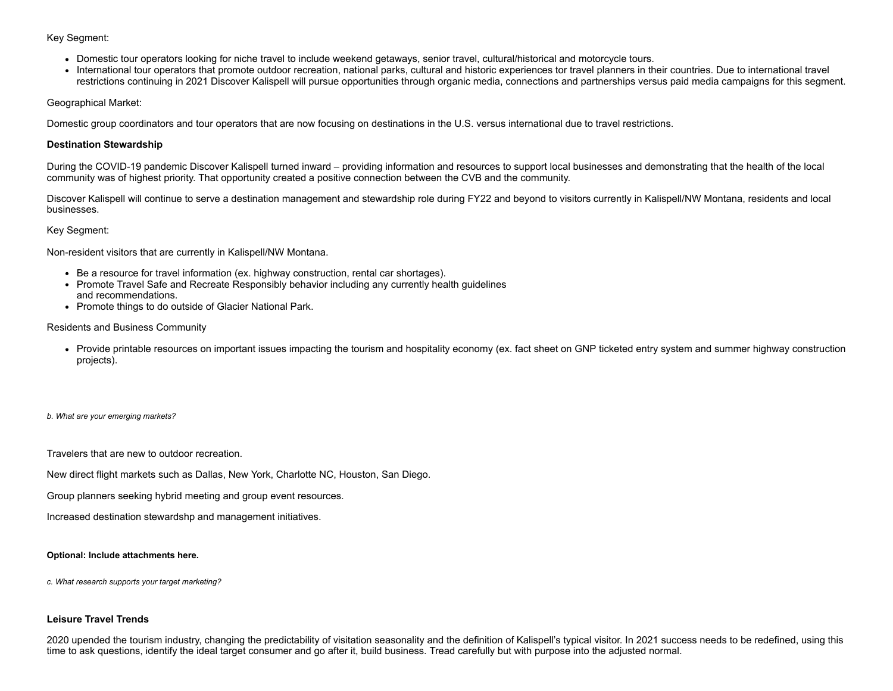Key Segment:

- Domestic tour operators looking for niche travel to include weekend getaways, senior travel, cultural/historical and motorcycle tours.
- International tour operators that promote outdoor recreation, national parks, cultural and historic experiences tor travel planners in their countries. Due to international travel restrictions continuing in 2021 Discover Kalispell will pursue opportunities through organic media, connections and partnerships versus paid media campaigns for this segment.

Geographical Market:

Domestic group coordinators and tour operators that are now focusing on destinations in the U.S. versus international due to travel restrictions.

**Destination Stewardship**

During the COVID-19 pandemic Discover Kalispell turned inward – providing information and resources to support local businesses and demonstrating that the health of the local community was of highest priority. That opportunity created a positive connection between the CVB and the community.

Discover Kalispell will continue to serve a destination management and stewardship role during FY22 and beyond to visitors currently in Kalispell/NW Montana, residents and local businesses.

Key Segment:

Non-resident visitors that are currently in Kalispell/NW Montana.

- Be a resource for travel information (ex. highway construction, rental car shortages).
- Promote Travel Safe and Recreate Responsibly behavior including any currently health guidelines and recommendations.
- Promote things to do outside of Glacier National Park.

Residents and Business Community

- Provide printable resources on important issues impacting the tourism and hospitality economy (ex. fact sheet on GNP ticketed entry system and summer highway construction projects).

*b. What are your emerging markets?*

Travelers that are new to outdoor recreation.

New direct flight markets such as Dallas, New York, Charlotte NC, Houston, San Diego.

Group planners seeking hybrid meeting and group event resources.

Increased destination stewardshp and management initiatives.

**Optional: Include attachments here.**

*c. What research supports your target marketing?*

**Leisure Travel Trends**

2020 upended the tourism industry, changing the predictability of visitation seasonality and the definition of Kalispell's typical visitor. In 2021 success needs to be redefined, using this time to ask questions, identify the ideal target consumer and go after it, build business. Tread carefully but with purpose into the adjusted normal.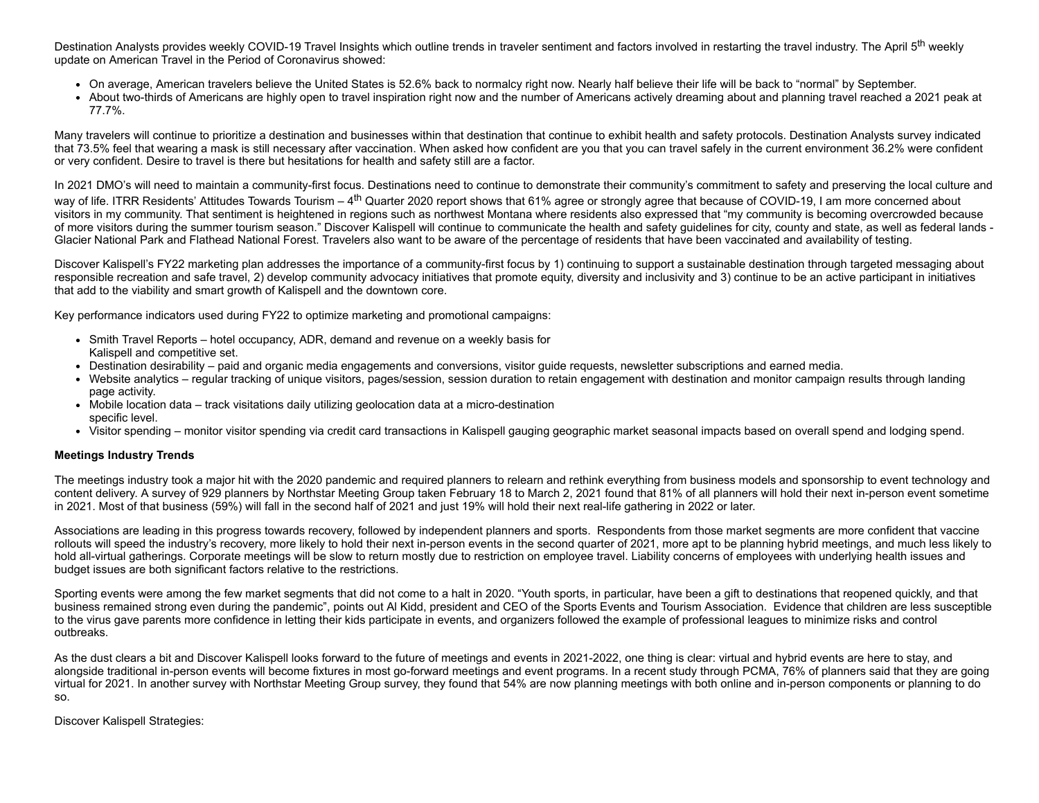Destination Analysts provides weekly COVID-19 Travel Insights which outline trends in traveler sentiment and factors involved in restarting the travel industry. The April 5th weekly update on American Travel in the Period of Coronavirus showed:

- On average, American travelers believe the United States is 52.6% back to normalcy right now. Nearly half believe their life will be back to "normal" by September.
- About two-thirds of Americans are highly open to travel inspiration right now and the number of Americans actively dreaming about and planning travel reached a 2021 peak at 77.7%.

Many travelers will continue to prioritize a destination and businesses within that destination that continue to exhibit health and safety protocols. Destination Analysts survey indicated that 73.5% feel that wearing a mask is still necessary after vaccination. When asked how confident are you that you can travel safely in the current environment 36.2% were confident or very confident. Desire to travel is there but hesitations for health and safety still are a factor.

In 2021 DMO's will need to maintain a community-first focus. Destinations need to continue to demonstrate their community's commitment to safety and preserving the local culture and way of life. ITRR Residents' Attitudes Towards Tourism – 4th Quarter 2020 report shows that 61% agree or strongly agree that because of COVID-19, I am more concerned about visitors in my community. That sentiment is heightened in regions such as northwest Montana where residents also expressed that "my community is becoming overcrowded because of more visitors during the summer tourism season." Discover Kalispell will continue to communicate the health and safety guidelines for city, county and state, as well as federal lands - Glacier National Park and Flathead National Forest. Travelers also want to be aware of the percentage of residents that have been vaccinated and availability of testing.

Discover Kalispell's FY22 marketing plan addresses the importance of a community-first focus by 1) continuing to support a sustainable destination through targeted messaging about responsible recreation and safe travel, 2) develop community advocacy initiatives that promote equity, diversity and inclusivity and 3) continue to be an active participant in initiatives that add to the viability and smart growth of Kalispell and the downtown core.

Key performance indicators used during FY22 to optimize marketing and promotional campaigns:

- Smith Travel Reports – hotel occupancy, ADR, demand and revenue on a weekly basis for Kalispell and competitive set.
- Destination desirability – paid and organic media engagements and conversions, visitor guide requests, newsletter subscriptions and earned media.
- Website analytics – regular tracking of unique visitors, pages/session, session duration to retain engagement with destination and monitor campaign results through landing page activity.
- Mobile location data – track visitations daily utilizing geolocation data at a micro-destination specific level.
- Visitor spending – monitor visitor spending via credit card transactions in Kalispell gauging geographic market seasonal impacts based on overall spend and lodging spend.

**Meetings Industry Trends**

The meetings industry took a major hit with the 2020 pandemic and required planners to relearn and rethink everything from business models and sponsorship to event technology and content delivery. A survey of 929 planners by Northstar Meeting Group taken February 18 to March 2, 2021 found that 81% of all planners will hold their next in-person event sometime in 2021. Most of that business (59%) will fall in the second half of 2021 and just 19% will hold their next real-life gathering in 2022 or later.

Associations are leading in this progress towards recovery, followed by independent planners and sports. Respondents from those market segments are more confident that vaccine rollouts will speed the industry's recovery, more likely to hold their next in-person events in the second quarter of 2021, more apt to be planning hybrid meetings, and much less likely to hold all-virtual gatherings. Corporate meetings will be slow to return mostly due to restriction on employee travel. Liability concerns of employees with underlying health issues and budget issues are both significant factors relative to the restrictions.

Sporting events were among the few market segments that did not come to a halt in 2020. "Youth sports, in particular, have been a gift to destinations that reopened quickly, and that business remained strong even during the pandemic", points out Al Kidd, president and CEO of the Sports Events and Tourism Association. Evidence that children are less susceptible to the virus gave parents more confidence in letting their kids participate in events, and organizers followed the example of professional leagues to minimize risks and control outbreaks.

As the dust clears a bit and Discover Kalispell looks forward to the future of meetings and events in 2021-2022, one thing is clear: virtual and hybrid events are here to stay, and alongside traditional in-person events will become fixtures in most go-forward meetings and event programs. In a recent study through PCMA, 76% of planners said that they are going virtual for 2021. In another survey with Northstar Meeting Group survey, they found that 54% are now planning meetings with both online and in-person components or planning to do so.

Discover Kalispell Strategies: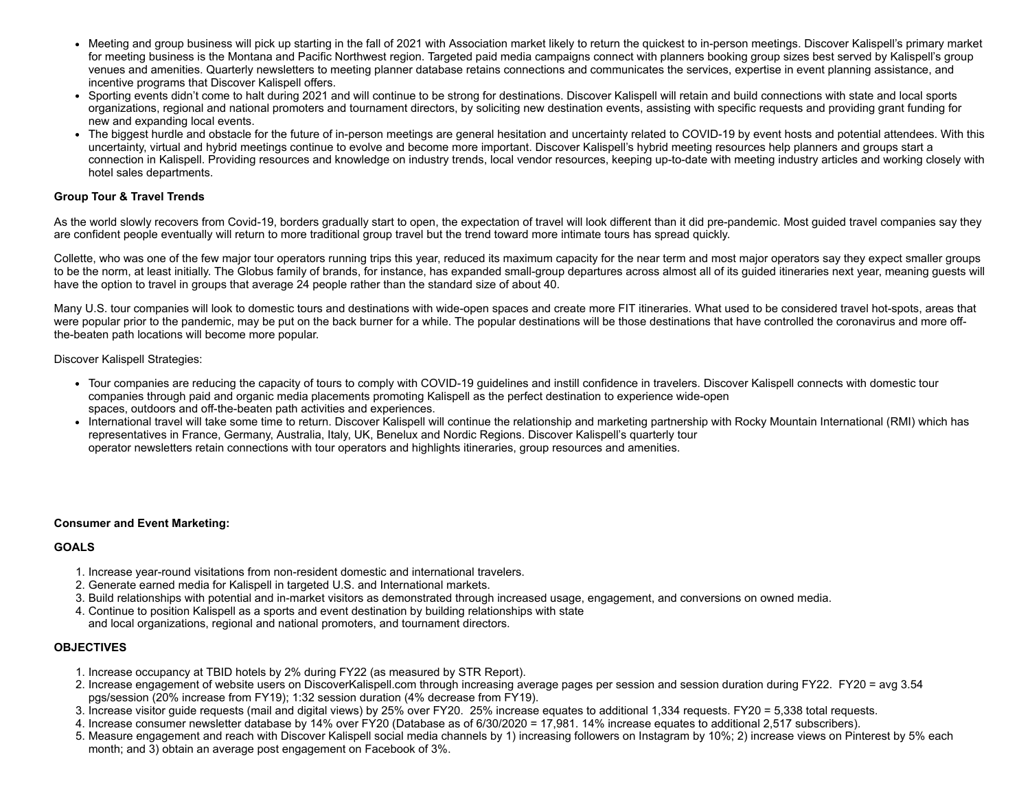- Meeting and group business will pick up starting in the fall of 2021 with Association market likely to return the quickest to in-person meetings. Discover Kalispell's primary market for meeting business is the Montana and Pacific Northwest region. Targeted paid media campaigns connect with planners booking group sizes best served by Kalispell's group venues and amenities. Quarterly newsletters to meeting planner database retains connections and communicates the services, expertise in event planning assistance, and incentive programs that Discover Kalispell offers.
- Sporting events didn't come to halt during 2021 and will continue to be strong for destinations. Discover Kalispell will retain and build connections with state and local sports organizations, regional and national promoters and tournament directors, by soliciting new destination events, assisting with specific requests and providing grant funding for new and expanding local events.
- The biggest hurdle and obstacle for the future of in-person meetings are general hesitation and uncertainty related to COVID-19 by event hosts and potential attendees. With this uncertainty, virtual and hybrid meetings continue to evolve and become more important. Discover Kalispell's hybrid meeting resources help planners and groups start a connection in Kalispell. Providing resources and knowledge on industry trends, local vendor resources, keeping up-to-date with meeting industry articles and working closely with hotel sales departments.

**Group Tour & Travel Trends**

As the world slowly recovers from Covid-19, borders gradually start to open, the expectation of travel will look different than it did pre-pandemic. Most guided travel companies say they are confident people eventually will return to more traditional group travel but the trend toward more intimate tours has spread quickly.

Collette, who was one of the few major tour operators running trips this year, reduced its maximum capacity for the near term and most major operators say they expect smaller groups to be the norm, at least initially. The Globus family of brands, for instance, has expanded small-group departures across almost all of its guided itineraries next year, meaning guests will have the option to travel in groups that average 24 people rather than the standard size of about 40.

Many U.S. tour companies will look to domestic tours and destinations with wide-open spaces and create more FIT itineraries. What used to be considered travel hot-spots, areas that were popular prior to the pandemic, may be put on the back burner for a while. The popular destinations will be those destinations that have controlled the coronavirus and more off-the-beaten path locations will become more popular.

Discover Kalispell Strategies:

- Tour companies are reducing the capacity of tours to comply with COVID-19 guidelines and instill confidence in travelers. Discover Kalispell connects with domestic tour companies through paid and organic media placements promoting Kalispell as the perfect destination to experience wide-open spaces, outdoors and off-the-beaten path activities and experiences.
- International travel will take some time to return. Discover Kalispell will continue the relationship and marketing partnership with Rocky Mountain International (RMI) which has representatives in France, Germany, Australia, Italy, UK, Benelux and Nordic Regions. Discover Kalispell's quarterly tour operator newsletters retain connections with tour operators and highlights itineraries, group resources and amenities.

**Consumer and Event Marketing:**

**GOALS**

1. Increase year-round visitations from non-resident domestic and international travelers.
2. Generate earned media for Kalispell in targeted U.S. and International markets.
3. Build relationships with potential and in-market visitors as demonstrated through increased usage, engagement, and conversions on owned media.
4. Continue to position Kalispell as a sports and event destination by building relationships with state and local organizations, regional and national promoters, and tournament directors.

**OBJECTIVES**

1. Increase occupancy at TBID hotels by 2% during FY22 (as measured by STR Report).
2. Increase engagement of website users on DiscoverKalispell.com through increasing average pages per session and session duration during FY22. FY20 = avg 3.54 pgs/session (20% increase from FY19); 1:32 session duration (4% decrease from FY19).
3. Increase visitor guide requests (mail and digital views) by 25% over FY20. 25% increase equates to additional 1,334 requests. FY20 = 5,338 total requests.
4. Increase consumer newsletter database by 14% over FY20 (Database as of 6/30/2020 = 17,981. 14% increase equates to additional 2,517 subscribers).
5. Measure engagement and reach with Discover Kalispell social media channels by 1) increasing followers on Instagram by 10%; 2) increase views on Pinterest by 5% each month; and 3) obtain an average post engagement on Facebook of 3%.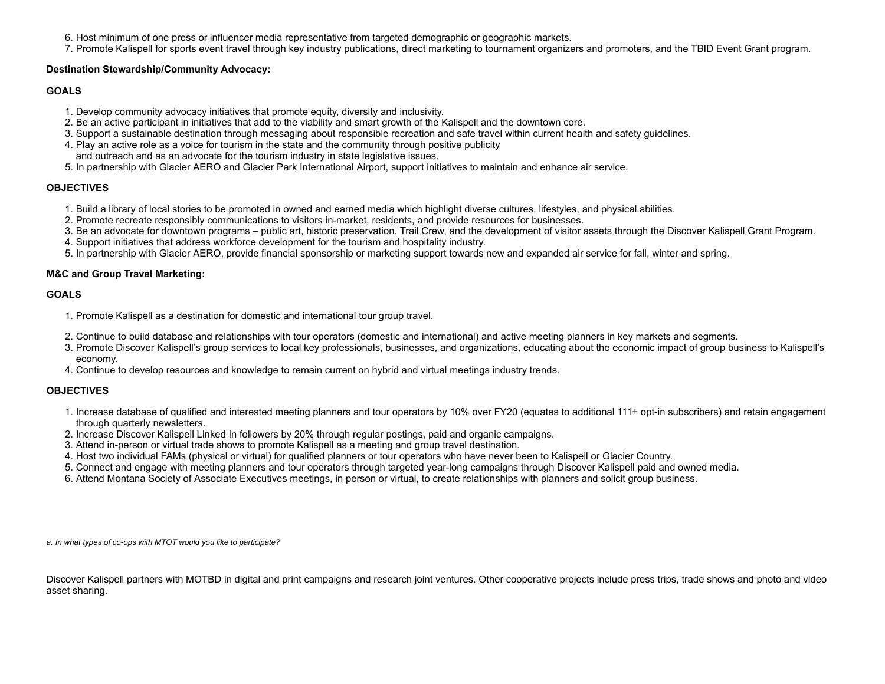6. Host minimum of one press or influencer media representative from targeted demographic or geographic markets.
7. Promote Kalispell for sports event travel through key industry publications, direct marketing to tournament organizers and promoters, and the TBID Event Grant program.

**Destination Stewardship/Community Advocacy:**

**GOALS**

1. Develop community advocacy initiatives that promote equity, diversity and inclusivity.
2. Be an active participant in initiatives that add to the viability and smart growth of the Kalispell and the downtown core.
3. Support a sustainable destination through messaging about responsible recreation and safe travel within current health and safety guidelines.
4. Play an active role as a voice for tourism in the state and the community through positive publicity and outreach and as an advocate for the tourism industry in state legislative issues.
5. In partnership with Glacier AERO and Glacier Park International Airport, support initiatives to maintain and enhance air service.

**OBJECTIVES**

1. Build a library of local stories to be promoted in owned and earned media which highlight diverse cultures, lifestyles, and physical abilities.
2. Promote recreate responsibly communications to visitors in-market, residents, and provide resources for businesses.
3. Be an advocate for downtown programs – public art, historic preservation, Trail Crew, and the development of visitor assets through the Discover Kalispell Grant Program.
4. Support initiatives that address workforce development for the tourism and hospitality industry.
5. In partnership with Glacier AERO, provide financial sponsorship or marketing support towards new and expanded air service for fall, winter and spring.

**M&C and Group Travel Marketing:**

**GOALS**

1. Promote Kalispell as a destination for domestic and international tour group travel.
2. Continue to build database and relationships with tour operators (domestic and international) and active meeting planners in key markets and segments.
3. Promote Discover Kalispell's group services to local key professionals, businesses, and organizations, educating about the economic impact of group business to Kalispell's economy.
4. Continue to develop resources and knowledge to remain current on hybrid and virtual meetings industry trends.

**OBJECTIVES**

1. Increase database of qualified and interested meeting planners and tour operators by 10% over FY20 (equates to additional 111+ opt-in subscribers) and retain engagement through quarterly newsletters.
2. Increase Discover Kalispell Linked In followers by 20% through regular postings, paid and organic campaigns.
3. Attend in-person or virtual trade shows to promote Kalispell as a meeting and group travel destination.
4. Host two individual FAMs (physical or virtual) for qualified planners or tour operators who have never been to Kalispell or Glacier Country.
5. Connect and engage with meeting planners and tour operators through targeted year-long campaigns through Discover Kalispell paid and owned media.
6. Attend Montana Society of Associate Executives meetings, in person or virtual, to create relationships with planners and solicit group business.

*a. In what types of co-ops with MTOT would you like to participate?*

Discover Kalispell partners with MOTBD in digital and print campaigns and research joint ventures. Other cooperative projects include press trips, trade shows and photo and video asset sharing.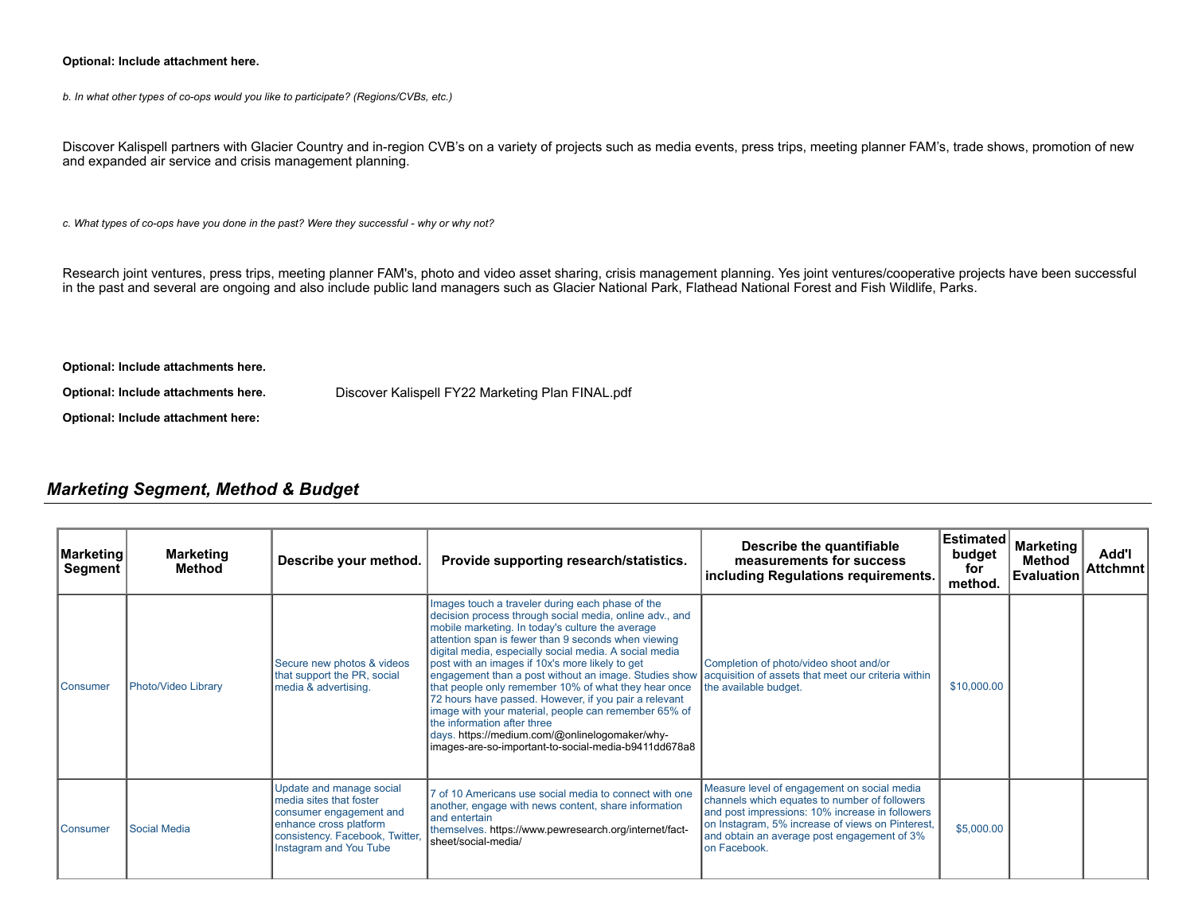**Optional: Include attachment here.**

*b. In what other types of co-ops would you like to participate? (Regions/CVBs, etc.)*

Discover Kalispell partners with Glacier Country and in-region CVB's on a variety of projects such as media events, press trips, meeting planner FAM's, trade shows, promotion of new and expanded air service and crisis management planning.

*c. What types of co-ops have you done in the past? Were they successful - why or why not?*

Research joint ventures, press trips, meeting planner FAM's, photo and video asset sharing, crisis management planning. Yes joint ventures/cooperative projects have been successful in the past and several are ongoing and also include public land managers such as Glacier National Park, Flathead National Forest and Fish Wildlife, Parks.

**Optional: Include attachments here.**

**Optional: Include attachments here.** Discover Kalispell FY22 Marketing Plan FINAL.pdf

**Optional: Include attachment here:**

## *Marketing Segment, Method & Budget*

| Marketing Segment | Marketing Method | Describe your method. | Provide supporting research/statistics. | Describe the quantifiable measurements for success including Regulations requirements. | Estimated budget for method. | Marketing Method Evaluation | Add'l Attchmnt |
|---|---|---|---|---|---|---|---|
| Consumer | Photo/Video Library | Secure new photos & videos that support the PR, social media & advertising. | Images touch a traveler during each phase of the decision process through social media, online adv., and mobile marketing. In today's culture the average attention span is fewer than 9 seconds when viewing digital media, especially social media. A social media post with an images if 10x's more likely to get engagement than a post without an image. Studies show that people only remember 10% of what they hear once 72 hours have passed. However, if you pair a relevant image with your material, people can remember 65% of the information after three days. https://medium.com/@onlinelogomaker/why-images-are-so-important-to-social-media-b9411dd678a8 | Completion of photo/video shoot and/or acquisition of assets that meet our criteria within the available budget. | $10,000.00 | | |
| Consumer | Social Media | Update and manage social media sites that foster consumer engagement and enhance cross platform consistency. Facebook, Twitter, Instagram and You Tube | 7 of 10 Americans use social media to connect with one another, engage with news content, share information and entertain themselves. https://www.pewresearch.org/internet/fact-sheet/social-media/ | Measure level of engagement on social media channels which equates to number of followers and post impressions: 10% increase in followers on Instagram, 5% increase of views on Pinterest, and obtain an average post engagement of 3% on Facebook. | $5,000.00 | | |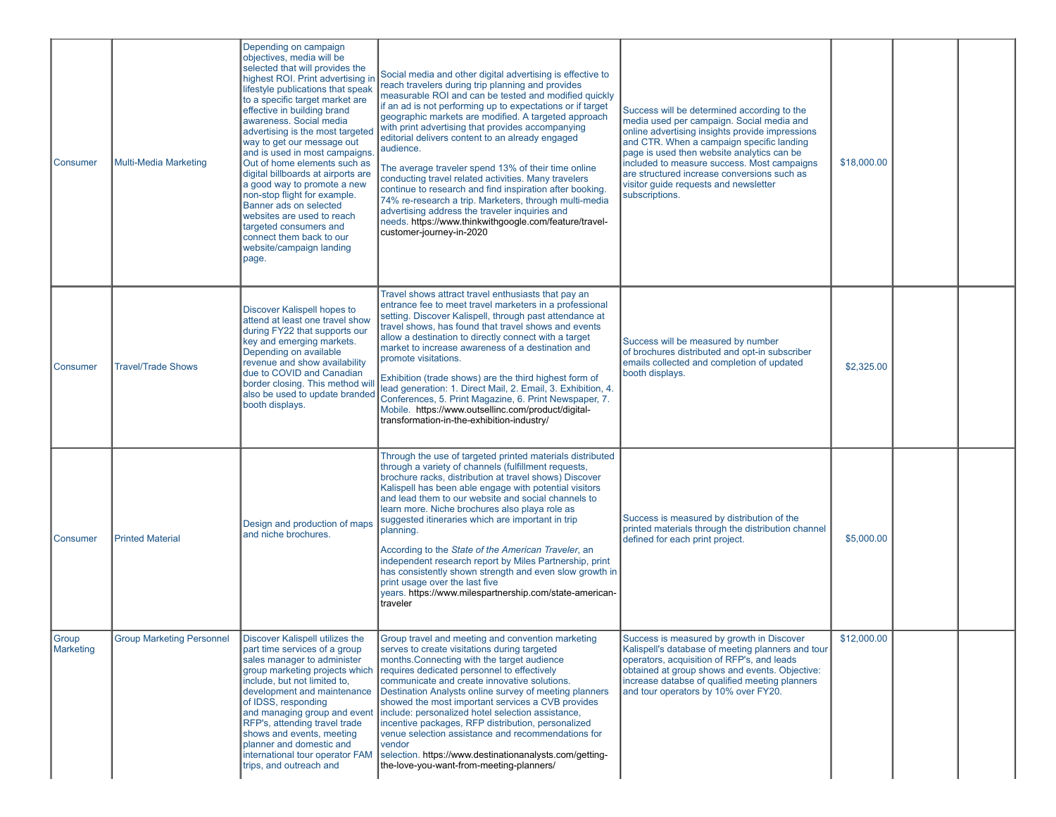| Consumer | Multi-Media Marketing | Depending on campaign objectives, media will be selected that will provides the highest ROI. Print advertising in lifestyle publications that speak to a specific target market are effective in building brand awareness. Social media advertising is the most targeted way to get our message out and is used in most campaigns. Out of home elements such as digital billboards at airports are a good way to promote a new non-stop flight for example. Banner ads on selected websites are used to reach targeted consumers and connect them back to our website/campaign landing page. | Social media and other digital advertising is effective to reach travelers during trip planning and provides measurable ROI and can be tested and modified quickly if an ad is not performing up to expectations or if target geographic markets are modified. A targeted approach with print advertising that provides accompanying editorial delivers content to an already engaged audience.<br><br>The average traveler spend 13% of their time online conducting travel related activities. Many travelers continue to research and find inspiration after booking. 74% re-research a trip. Marketers, through multi-media advertising address the traveler inquiries and needs. https://www.thinkwithgoogle.com/feature/travel-customer-journey-in-2020 | Success will be determined according to the media used per campaign. Social media and online advertising insights provide impressions and CTR. When a campaign specific landing page is used then website analytics can be included to measure success. Most campaigns are structured increase conversions such as visitor guide requests and newsletter subscriptions. | $18,000.00 | | |
|---|---|---|---|---|---|---|---|
| Consumer | Travel/Trade Shows | Discover Kalispell hopes to attend at least one travel show during FY22 that supports our key and emerging markets. Depending on available revenue and show availability due to COVID and Canadian border closing. This method will also be used to update branded booth displays. | Travel shows attract travel enthusiasts that pay an entrance fee to meet travel marketers in a professional setting. Discover Kalispell, through past attendance at travel shows, has found that travel shows and events allow a destination to directly connect with a target market to increase awareness of a destination and promote visitations.<br><br>Exhibition (trade shows) are the third highest form of lead generation: 1. Direct Mail, 2. Email, 3. Exhibition, 4. Conferences, 5. Print Magazine, 6. Print Newspaper, 7. Mobile. https://www.outsellinc.com/product/digital-transformation-in-the-exhibition-industry/ | Success will be measured by number of brochures distributed and opt-in subscriber emails collected and completion of updated booth displays. | $2,325.00 | | |
| Consumer | Printed Material | Design and production of maps and niche brochures. | Through the use of targeted printed materials distributed through a variety of channels (fulfillment requests, brochure racks, distribution at travel shows) Discover Kalispell has been able engage with potential visitors and lead them to our website and social channels to learn more. Niche brochures also playa role as suggested itineraries which are important in trip planning.<br><br>According to the *State of the American Traveler*, an independent research report by Miles Partnership, print has consistently shown strength and even slow growth in print usage over the last five years. https://www.milespartnership.com/state-american-traveler | Success is measured by distribution of the printed materials through the distribution channel defined for each print project. | $5,000.00 | | |
| Group Marketing | Group Marketing Personnel | Discover Kalispell utilizes the part time services of a group sales manager to administer group marketing projects which include, but not limited to, development and maintenance of IDSS, responding and managing group and event RFP's, attending travel trade shows and events, meeting planner and domestic and international tour operator FAM trips, and outreach and | Group travel and meeting and convention marketing serves to create visitations during targeted months.Connecting with the target audience requires dedicated personnel to effectively communicate and create innovative solutions. Destination Analysts online survey of meeting planners showed the most important services a CVB provides include: personalized hotel selection assistance, incentive packages, RFP distribution, personalized venue selection assistance and recommendations for vendor selection. https://www.destinationanalysts.com/getting-the-love-you-want-from-meeting-planners/ | Success is measured by growth in Discover Kalispell's database of meeting planners and tour operators, acquisition of RFP's, and leads obtained at group shows and events. Objective: increase databse of qualified meeting planners and tour operators by 10% over FY20. | $12,000.00 | | |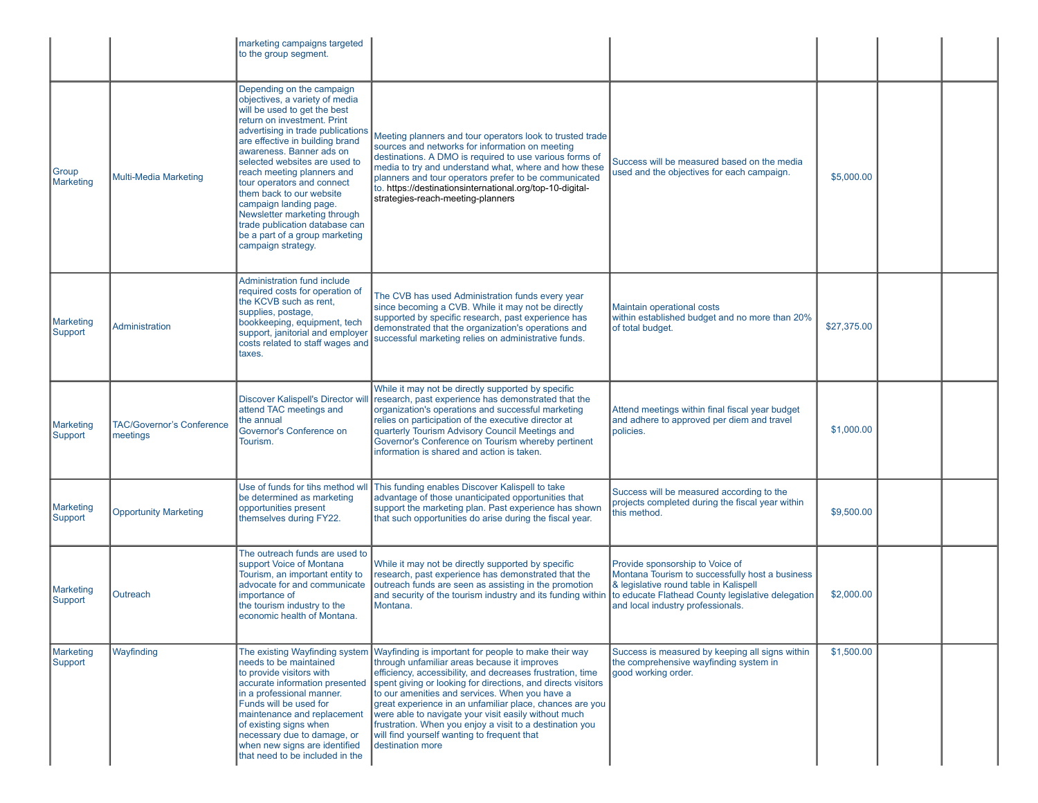| | | | | | | | |
|---|---|---|---|---|---|---|---|
| | | marketing campaigns targeted to the group segment. | | | | | |
| Group Marketing | Multi-Media Marketing | Depending on the campaign objectives, a variety of media will be used to get the best return on investment. Print advertising in trade publications are effective in building brand awareness. Banner ads on selected websites are used to reach meeting planners and tour operators and connect them back to our website campaign landing page. Newsletter marketing through trade publication database can be a part of a group marketing campaign strategy. | Meeting planners and tour operators look to trusted trade sources and networks for information on meeting destinations. A DMO is required to use various forms of media to try and understand what, where and how these planners and tour operators prefer to be communicated to. https://destinationsinternational.org/top-10-digital-strategies-reach-meeting-planners | Success will be measured based on the media used and the objectives for each campaign. | $5,000.00 | | |
| Marketing Support | Administration | Administration fund include required costs for operation of the KCVB such as rent, supplies, postage, bookkeeping, equipment, tech support, janitorial and employer costs related to staff wages and taxes. | The CVB has used Administration funds every year since becoming a CVB. While it may not be directly supported by specific research, past experience has demonstrated that the organization's operations and successful marketing relies on administrative funds. | Maintain operational costs within established budget and no more than 20% of total budget. | $27,375.00 | | |
| Marketing Support | TAC/Governor's Conference meetings | Discover Kalispell's Director will attend TAC meetings and the annual Governor's Conference on Tourism. | While it may not be directly supported by specific research, past experience has demonstrated that the organization's operations and successful marketing relies on participation of the executive director at quarterly Tourism Advisory Council Meetings and Governor's Conference on Tourism whereby pertinent information is shared and action is taken. | Attend meetings within final fiscal year budget and adhere to approved per diem and travel policies. | $1,000.00 | | |
| Marketing Support | Opportunity Marketing | Use of funds for tihs method wll be determined as marketing opportunities present themselves during FY22. | This funding enables Discover Kalispell to take advantage of those unanticipated opportunities that support the marketing plan. Past experience has shown that such opportunities do arise during the fiscal year. | Success will be measured according to the projects completed during the fiscal year within this method. | $9,500.00 | | |
| Marketing Support | Outreach | The outreach funds are used to support Voice of Montana Tourism, an important entity to advocate for and communicate importance of the tourism industry to the economic health of Montana. | While it may not be directly supported by specific research, past experience has demonstrated that the outreach funds are seen as assisting in the promotion and security of the tourism industry and its funding within Montana. | Provide sponsorship to Voice of Montana Tourism to successfully host a business & legislative round table in Kalispell to educate Flathead County legislative delegation and local industry professionals. | $2,000.00 | | |
| Marketing Support | Wayfinding | The existing Wayfinding system needs to be maintained to provide visitors with accurate information presented in a professional manner. Funds will be used for maintenance and replacement of existing signs when necessary due to damage, or when new signs are identified that need to be included in the | Wayfinding is important for people to make their way through unfamiliar areas because it improves efficiency, accessibility, and decreases frustration, time spent giving or looking for directions, and directs visitors to our amenities and services. When you have a great experience in an unfamiliar place, chances are you were able to navigate your visit easily without much frustration. When you enjoy a visit to a destination you will find yourself wanting to frequent that destination more | Success is measured by keeping all signs within the comprehensive wayfinding system in good working order. | $1,500.00 | | |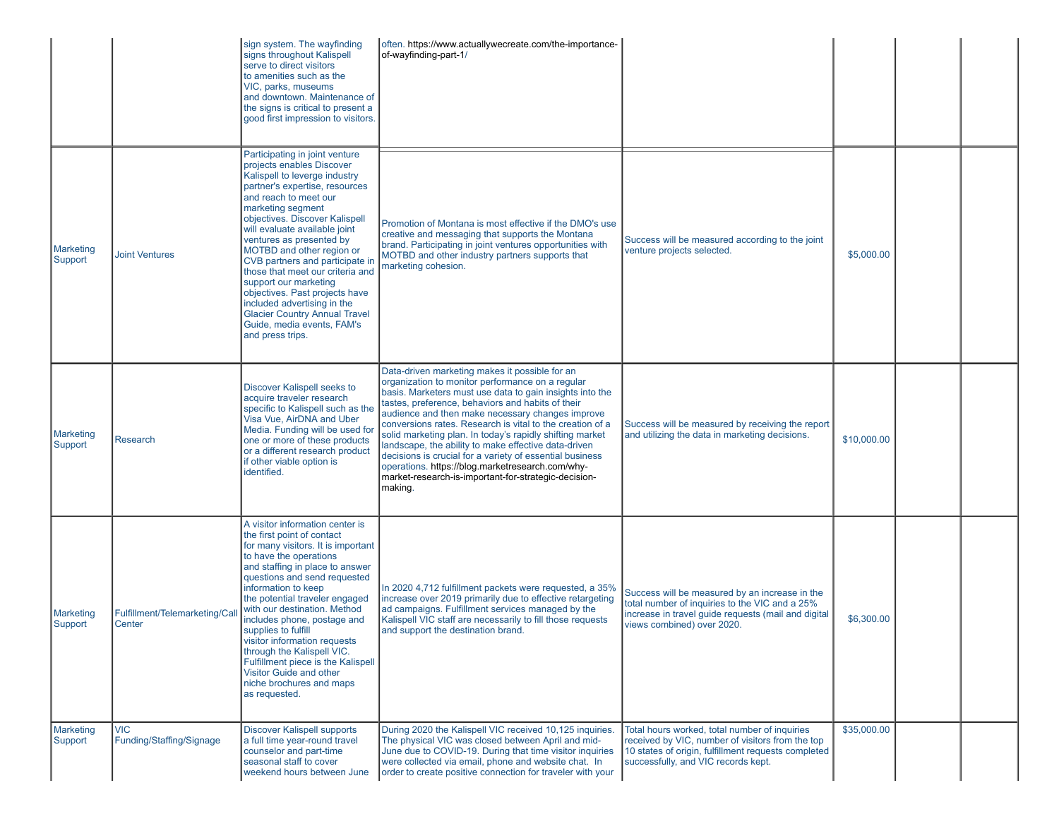| | | | | | | | |
|---|---|---|---|---|---|---|---|
| | | sign system. The wayfinding signs throughout Kalispell serve to direct visitors to amenities such as the VIC, parks, museums and downtown. Maintenance of the signs is critical to present a good first impression to visitors. | often. https://www.actuallywecreate.com/the-importance-of-wayfinding-part-1/ | | | | |
| Marketing Support | Joint Ventures | Participating in joint venture projects enables Discover Kalispell to leverge industry partner's expertise, resources and reach to meet our marketing segment objectives. Discover Kalispell will evaluate available joint ventures as presented by MOTBD and other region or CVB partners and participate in those that meet our criteria and support our marketing objectives. Past projects have included advertising in the Glacier Country Annual Travel Guide, media events, FAM's and press trips. | Promotion of Montana is most effective if the DMO's use creative and messaging that supports the Montana brand. Participating in joint ventures opportunities with MOTBD and other industry partners supports that marketing cohesion. | Success will be measured according to the joint venture projects selected. | $5,000.00 | | |
| Marketing Support | Research | Discover Kalispell seeks to acquire traveler research specific to Kalispell such as the Visa Vue, AirDNA and Uber Media. Funding will be used for one or more of these products or a different research product if other viable option is identified. | Data-driven marketing makes it possible for an organization to monitor performance on a regular basis. Marketers must use data to gain insights into the tastes, preference, behaviors and habits of their audience and then make necessary changes improve conversions rates. Research is vital to the creation of a solid marketing plan. In today's rapidly shifting market landscape, the ability to make effective data-driven decisions is crucial for a variety of essential business operations. https://blog.marketresearch.com/why-market-research-is-important-for-strategic-decision-making. | Success will be measured by receiving the report and utilizing the data in marketing decisions. | $10,000.00 | | |
| Marketing Support | Fulfillment/Telemarketing/Call Center | A visitor information center is the first point of contact for many visitors. It is important to have the operations and staffing in place to answer questions and send requested information to keep the potential traveler engaged with our destination. Method includes phone, postage and supplies to fulfill visitor information requests through the Kalispell VIC. Fulfillment piece is the Kalispell Visitor Guide and other niche brochures and maps as requested. | In 2020 4,712 fulfillment packets were requested, a 35% increase over 2019 primarily due to effective retargeting ad campaigns. Fulfillment services managed by the Kalispell VIC staff are necessarily to fill those requests and support the destination brand. | Success will be measured by an increase in the total number of inquiries to the VIC and a 25% increase in travel guide requests (mail and digital views combined) over 2020. | $6,300.00 | | |
| Marketing Support | VIC Funding/Staffing/Signage | Discover Kalispell supports a full time year-round travel counselor and part-time seasonal staff to cover weekend hours between June | During 2020 the Kalispell VIC received 10,125 inquiries. The physical VIC was closed between April and mid-June due to COVID-19. During that time visitor inquiries were collected via email, phone and website chat. In order to create positive connection for traveler with your | Total hours worked, total number of inquiries received by VIC, number of visitors from the top 10 states of origin, fulfillment requests completed successfully, and VIC records kept. | $35,000.00 | | |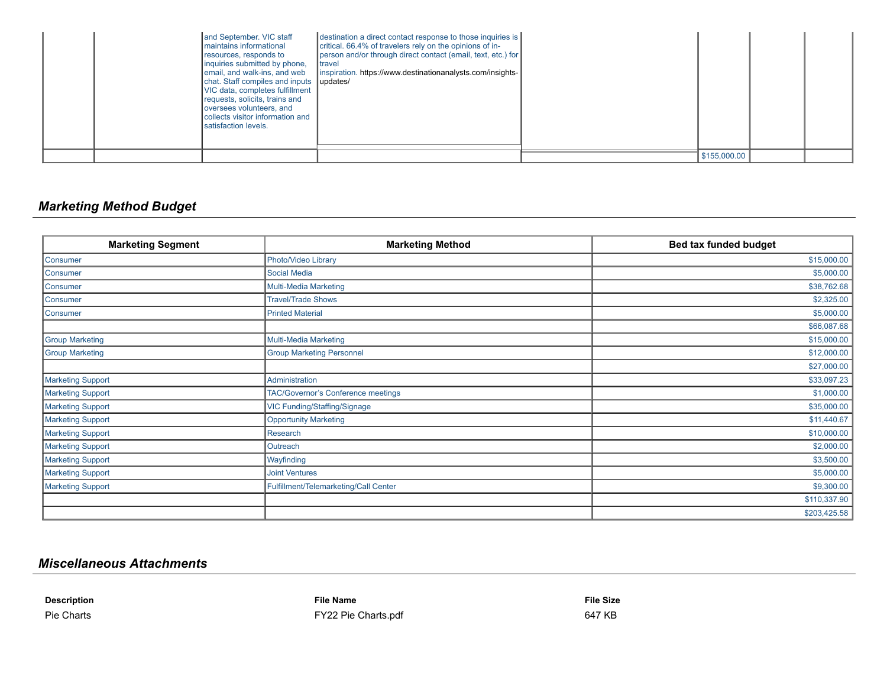| | | | | | | | |
|---|---|---|---|---|---|---|---|
| | | and September. VIC staff maintains informational resources, responds to inquiries submitted by phone, email, and walk-ins, and web chat. Staff compiles and inputs VIC data, completes fulfillment requests, solicits, trains and oversees volunteers, and collects visitor information and satisfaction levels. | destination a direct contact response to those inquiries is critical. 66.4% of travelers rely on the opinions of in-person and/or through direct contact (email, text, etc.) for travel inspiration. https://www.destinationanalysts.com/insights-updates/ | | | | |
| | | | | | $155,000.00 | | |

## *Marketing Method Budget*

| Marketing Segment | Marketing Method | Bed tax funded budget |
|---|---|---|
| Consumer | Photo/Video Library | $15,000.00 |
| Consumer | Social Media | $5,000.00 |
| Consumer | Multi-Media Marketing | $38,762.68 |
| Consumer | Travel/Trade Shows | $2,325.00 |
| Consumer | Printed Material | $5,000.00 |
| | | $66,087.68 |
| Group Marketing | Multi-Media Marketing | $15,000.00 |
| Group Marketing | Group Marketing Personnel | $12,000.00 |
| | | $27,000.00 |
| Marketing Support | Administration | $33,097.23 |
| Marketing Support | TAC/Governor's Conference meetings | $1,000.00 |
| Marketing Support | VIC Funding/Staffing/Signage | $35,000.00 |
| Marketing Support | Opportunity Marketing | $11,440.67 |
| Marketing Support | Research | $10,000.00 |
| Marketing Support | Outreach | $2,000.00 |
| Marketing Support | Wayfinding | $3,500.00 |
| Marketing Support | Joint Ventures | $5,000.00 |
| Marketing Support | Fulfillment/Telemarketing/Call Center | $9,300.00 |
| | | $110,337.90 |
| | | $203,425.58 |

## *Miscellaneous Attachments*

| Description | File Name | File Size |
|---|---|---|
| Pie Charts | FY22 Pie Charts.pdf | 647 KB |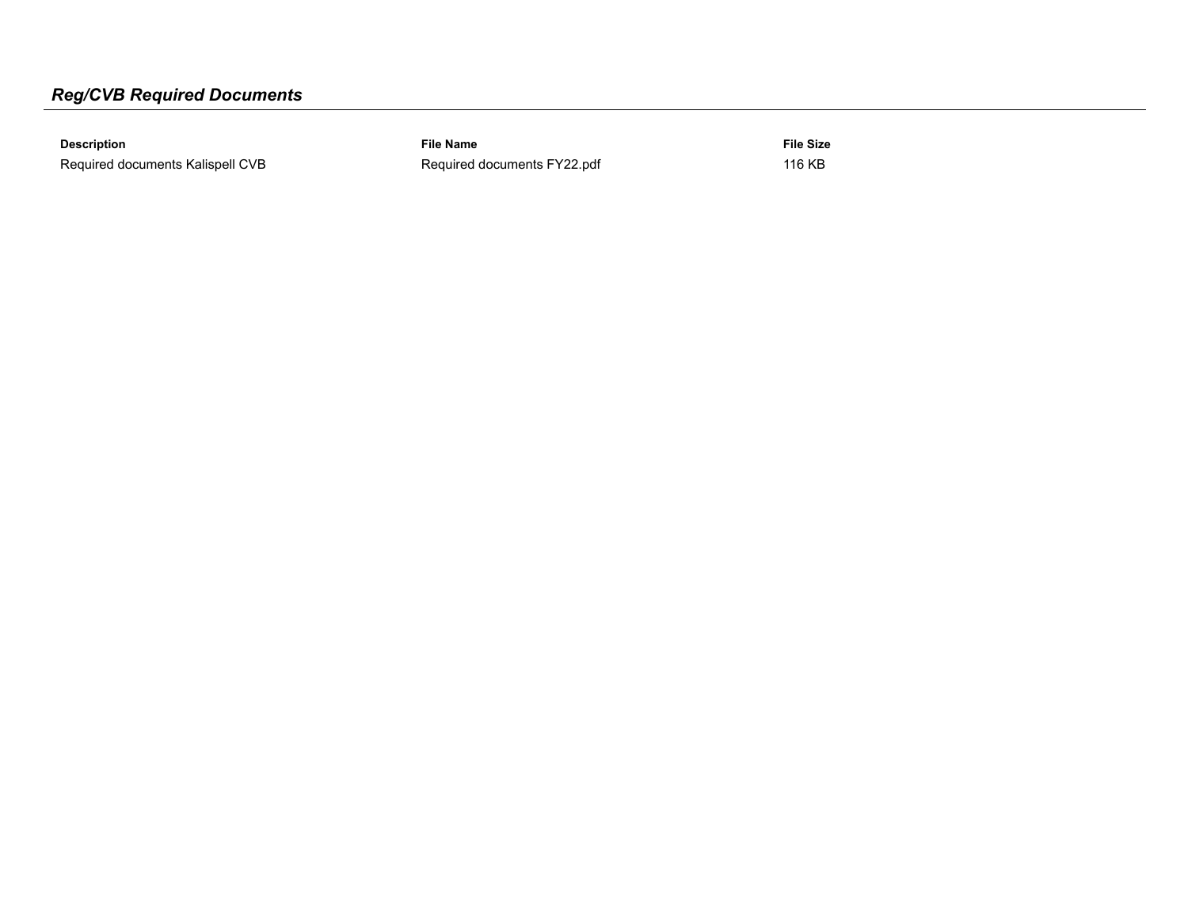## *Reg/CVB Required Documents*

| Description | File Name | File Size |
|---|---|---|
| Required documents Kalispell CVB | Required documents FY22.pdf | 116 KB |